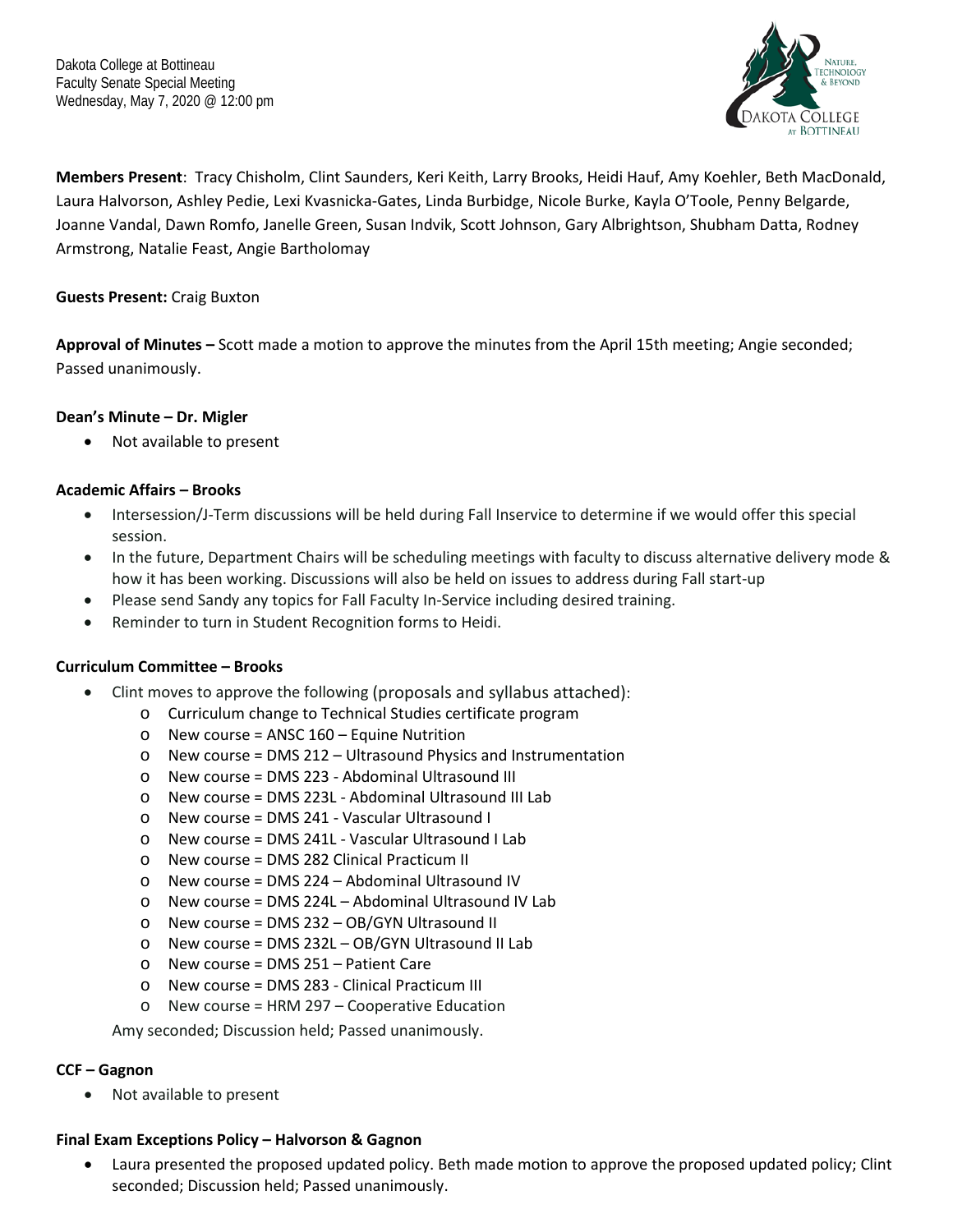Dakota College at Bottineau
Faculty Senate Special Meeting
Wednesday, May 7, 2020 @ 12:00 pm

**Members Present**: Tracy Chisholm, Clint Saunders, Keri Keith, Larry Brooks, Heidi Hauf, Amy Koehler, Beth MacDonald, Laura Halvorson, Ashley Pedie, Lexi Kvasnicka-Gates, Linda Burbidge, Nicole Burke, Kayla O'Toole, Penny Belgarde, Joanne Vandal, Dawn Romfo, Janelle Green, Susan Indvik, Scott Johnson, Gary Albrightson, Shubham Datta, Rodney Armstrong, Natalie Feast, Angie Bartholomay

**Guests Present:** Craig Buxton

**Approval of Minutes –** Scott made a motion to approve the minutes from the April 15th meeting; Angie seconded; Passed unanimously.

**Dean's Minute – Dr. Migler**

- Not available to present

**Academic Affairs – Brooks**

- Intersession/J-Term discussions will be held during Fall Inservice to determine if we would offer this special session.
- In the future, Department Chairs will be scheduling meetings with faculty to discuss alternative delivery mode & how it has been working. Discussions will also be held on issues to address during Fall start-up
- Please send Sandy any topics for Fall Faculty In-Service including desired training.
- Reminder to turn in Student Recognition forms to Heidi.

**Curriculum Committee – Brooks**

- Clint moves to approve the following (proposals and syllabus attached):
  - Curriculum change to Technical Studies certificate program
  - New course = ANSC 160 – Equine Nutrition
  - New course = DMS 212 – Ultrasound Physics and Instrumentation
  - New course = DMS 223 - Abdominal Ultrasound III
  - New course = DMS 223L - Abdominal Ultrasound III Lab
  - New course = DMS 241 - Vascular Ultrasound I
  - New course = DMS 241L - Vascular Ultrasound I Lab
  - New course = DMS 282 Clinical Practicum II
  - New course = DMS 224 – Abdominal Ultrasound IV
  - New course = DMS 224L – Abdominal Ultrasound IV Lab
  - New course = DMS 232 – OB/GYN Ultrasound II
  - New course = DMS 232L – OB/GYN Ultrasound II Lab
  - New course = DMS 251 – Patient Care
  - New course = DMS 283 - Clinical Practicum III
  - New course = HRM 297 – Cooperative Education

  Amy seconded; Discussion held; Passed unanimously.

**CCF – Gagnon**

- Not available to present

**Final Exam Exceptions Policy – Halvorson & Gagnon**

- Laura presented the proposed updated policy. Beth made motion to approve the proposed updated policy; Clint seconded; Discussion held; Passed unanimously.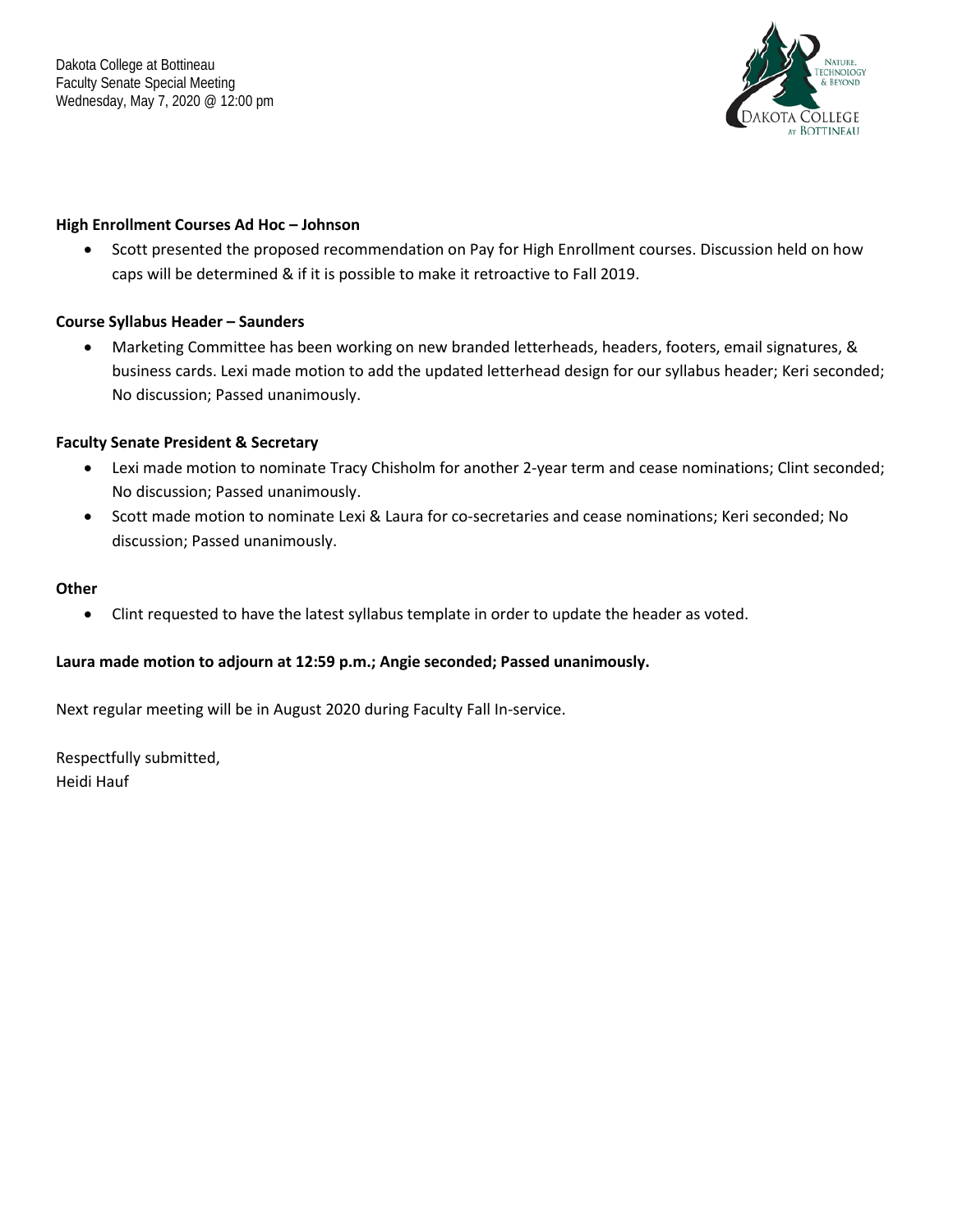**High Enrollment Courses Ad Hoc – Johnson**

- Scott presented the proposed recommendation on Pay for High Enrollment courses. Discussion held on how caps will be determined & if it is possible to make it retroactive to Fall 2019.

**Course Syllabus Header – Saunders**

- Marketing Committee has been working on new branded letterheads, headers, footers, email signatures, & business cards. Lexi made motion to add the updated letterhead design for our syllabus header; Keri seconded; No discussion; Passed unanimously.

**Faculty Senate President & Secretary**

- Lexi made motion to nominate Tracy Chisholm for another 2-year term and cease nominations; Clint seconded; No discussion; Passed unanimously.
- Scott made motion to nominate Lexi & Laura for co-secretaries and cease nominations; Keri seconded; No discussion; Passed unanimously.

**Other**

- Clint requested to have the latest syllabus template in order to update the header as voted.

**Laura made motion to adjourn at 12:59 p.m.; Angie seconded; Passed unanimously.**

Next regular meeting will be in August 2020 during Faculty Fall In-service.

Respectfully submitted,
Heidi Hauf